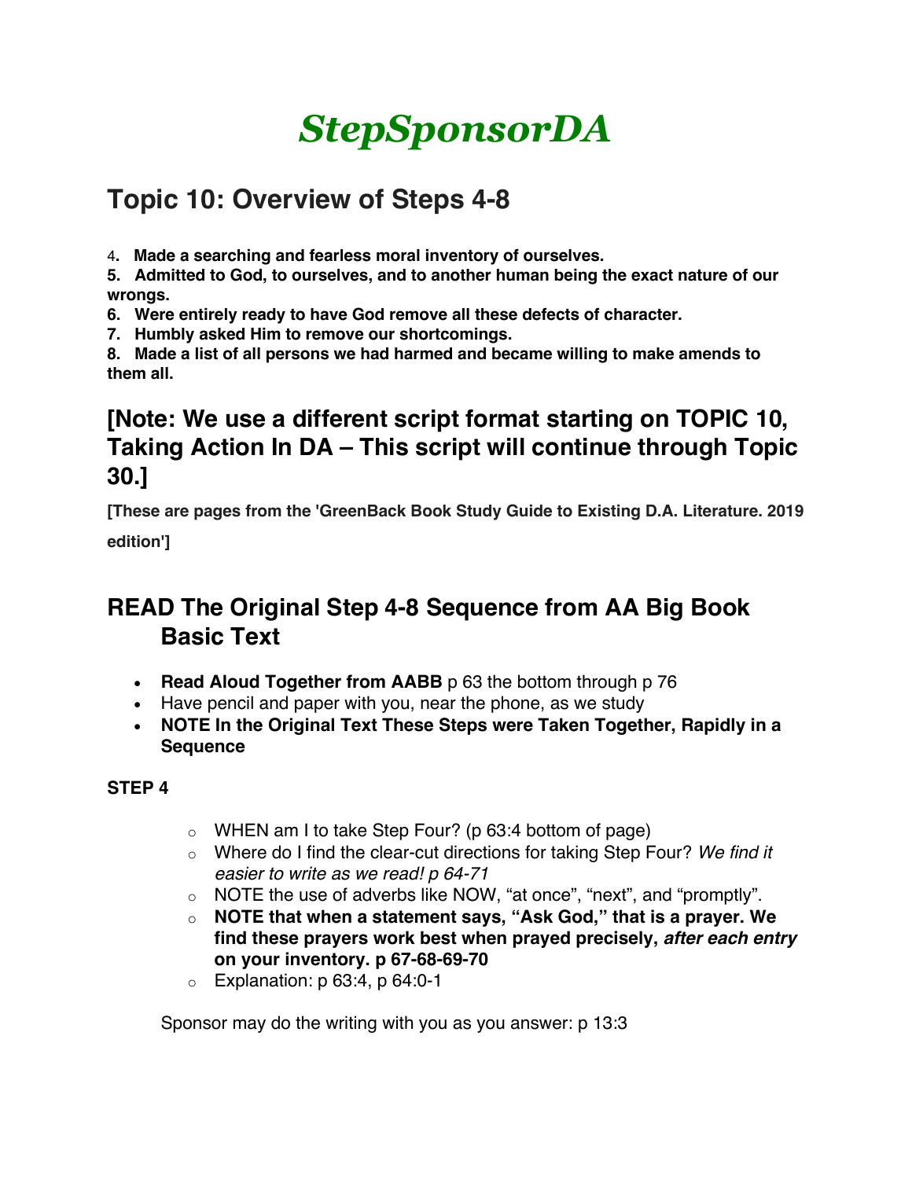# *StepSponsorDA*

## Topic 10: Overview of Steps 4-8

4. **Made a searching and fearless moral inventory of ourselves.**
5. **Admitted to God, to ourselves, and to another human being the exact nature of our wrongs.**
6. **Were entirely ready to have God remove all these defects of character.**
7. **Humbly asked Him to remove our shortcomings.**
8. **Made a list of all persons we had harmed and became willing to make amends to them all.**

## [Note: We use a different script format starting on TOPIC 10, Taking Action In DA – This script will continue through Topic 30.]

**[These are pages from the 'GreenBack Book Study Guide to Existing D.A. Literature. 2019 edition']**

## READ The Original Step 4-8 Sequence from AA Big Book Basic Text

- **Read Aloud Together from AABB** p 63 the bottom through p 76
- Have pencil and paper with you, near the phone, as we study
- **NOTE In the Original Text These Steps were Taken Together, Rapidly in a Sequence**

**STEP 4**

- WHEN am I to take Step Four? (p 63:4 bottom of page)
- Where do I find the clear-cut directions for taking Step Four? *We find it easier to write as we read! p 64-71*
- NOTE the use of adverbs like NOW, "at once", "next", and "promptly".
- **NOTE that when a statement says, "Ask God," that is a prayer. We find these prayers work best when prayed precisely, *after each entry* on your inventory. p 67-68-69-70**
- Explanation: p 63:4, p 64:0-1

Sponsor may do the writing with you as you answer: p 13:3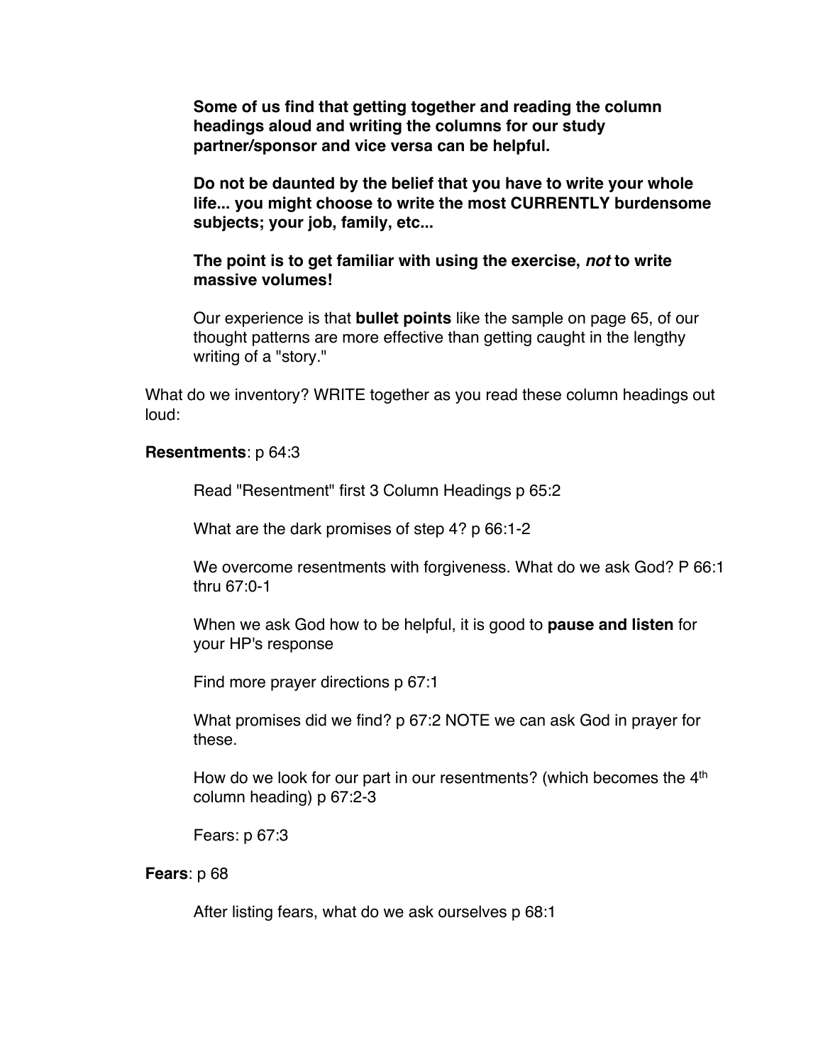**Some of us find that getting together and reading the column headings aloud and writing the columns for our study partner/sponsor and vice versa can be helpful.**

**Do not be daunted by the belief that you have to write your whole life... you might choose to write the most CURRENTLY burdensome subjects; your job, family, etc...**

**The point is to get familiar with using the exercise, *not* to write massive volumes!**

Our experience is that **bullet points** like the sample on page 65, of our thought patterns are more effective than getting caught in the lengthy writing of a "story."

What do we inventory? WRITE together as you read these column headings out loud:

**Resentments**: p 64:3

Read "Resentment" first 3 Column Headings p 65:2

What are the dark promises of step 4? p 66:1-2

We overcome resentments with forgiveness. What do we ask God? P 66:1 thru 67:0-1

When we ask God how to be helpful, it is good to **pause and listen** for your HP's response

Find more prayer directions p 67:1

What promises did we find? p 67:2 NOTE we can ask God in prayer for these.

How do we look for our part in our resentments? (which becomes the 4th column heading) p 67:2-3

Fears: p 67:3

**Fears**: p 68

After listing fears, what do we ask ourselves p 68:1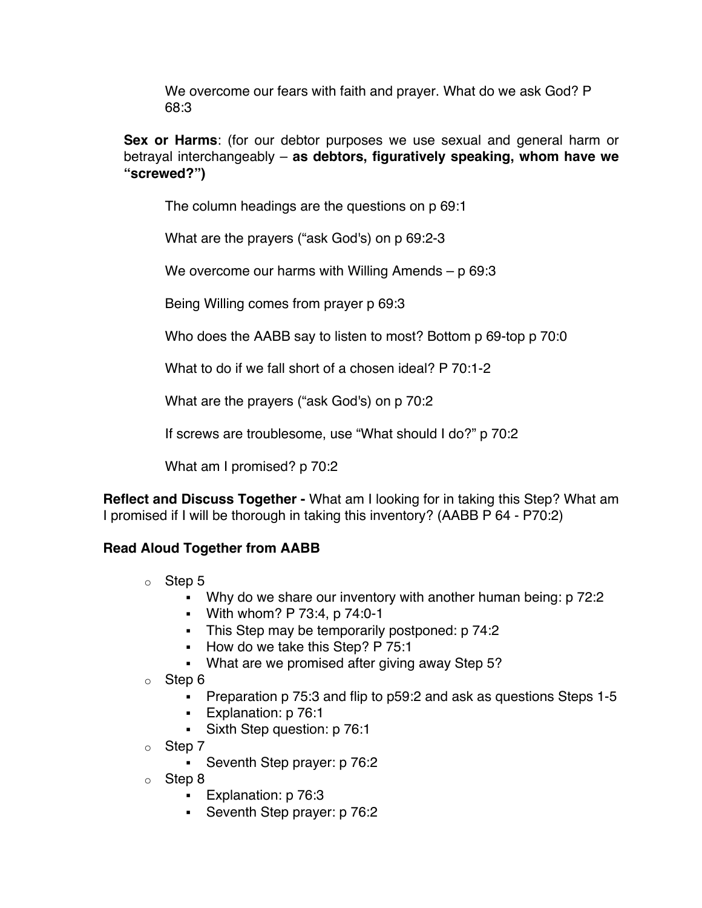We overcome our fears with faith and prayer. What do we ask God? P 68:3

**Sex or Harms**: (for our debtor purposes we use sexual and general harm or betrayal interchangeably – **as debtors, figuratively speaking, whom have we "screwed?")**

The column headings are the questions on p 69:1

What are the prayers ("ask God's) on p 69:2-3

We overcome our harms with Willing Amends – p 69:3

Being Willing comes from prayer p 69:3

Who does the AABB say to listen to most? Bottom p 69-top p 70:0

What to do if we fall short of a chosen ideal? P 70:1-2

What are the prayers ("ask God's) on p 70:2

If screws are troublesome, use "What should I do?" p 70:2

What am I promised? p 70:2

**Reflect and Discuss Together -** What am I looking for in taking this Step? What am I promised if I will be thorough in taking this inventory? (AABB P 64 - P70:2)

**Read Aloud Together from AABB**

- Step 5
  - Why do we share our inventory with another human being: p 72:2
  - With whom? P 73:4, p 74:0-1
  - This Step may be temporarily postponed: p 74:2
  - How do we take this Step? P 75:1
  - What are we promised after giving away Step 5?
- Step 6
  - Preparation p 75:3 and flip to p59:2 and ask as questions Steps 1-5
  - Explanation: p 76:1
  - Sixth Step question: p 76:1
- Step 7
  - Seventh Step prayer: p 76:2
- Step 8
  - Explanation: p 76:3
  - Seventh Step prayer: p 76:2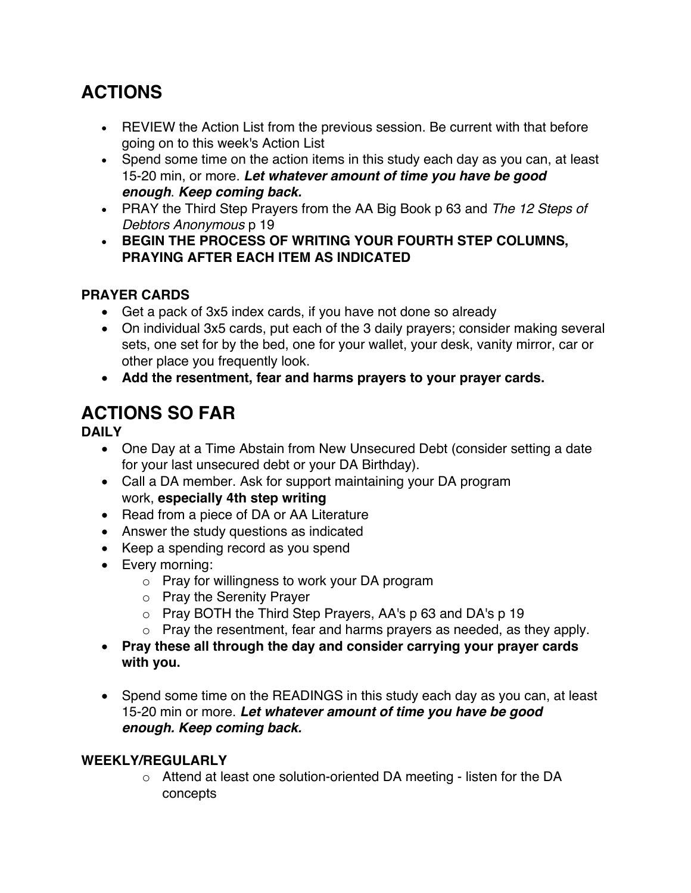## ACTIONS

- REVIEW the Action List from the previous session. Be current with that before going on to this week's Action List
- Spend some time on the action items in this study each day as you can, at least 15-20 min, or more. ***Let whatever amount of time you have be good enough*. *Keep coming back.***
- PRAY the Third Step Prayers from the AA Big Book p 63 and *The 12 Steps of Debtors Anonymous* p 19
- **BEGIN THE PROCESS OF WRITING YOUR FOURTH STEP COLUMNS, PRAYING AFTER EACH ITEM AS INDICATED**

### PRAYER CARDS

- Get a pack of 3x5 index cards, if you have not done so already
- On individual 3x5 cards, put each of the 3 daily prayers; consider making several sets, one set for by the bed, one for your wallet, your desk, vanity mirror, car or other place you frequently look.
- **Add the resentment, fear and harms prayers to your prayer cards.**

## ACTIONS SO FAR

### DAILY

- One Day at a Time Abstain from New Unsecured Debt (consider setting a date for your last unsecured debt or your DA Birthday).
- Call a DA member. Ask for support maintaining your DA program work, **especially 4th step writing**
- Read from a piece of DA or AA Literature
- Answer the study questions as indicated
- Keep a spending record as you spend
- Every morning:
  - Pray for willingness to work your DA program
  - Pray the Serenity Prayer
  - Pray BOTH the Third Step Prayers, AA's p 63 and DA's p 19
  - Pray the resentment, fear and harms prayers as needed, as they apply.
- **Pray these all through the day and consider carrying your prayer cards with you.**

- Spend some time on the READINGS in this study each day as you can, at least 15-20 min or more. ***Let whatever amount of time you have be good enough. Keep coming back.***

### WEEKLY/REGULARLY

- Attend at least one solution-oriented DA meeting - listen for the DA concepts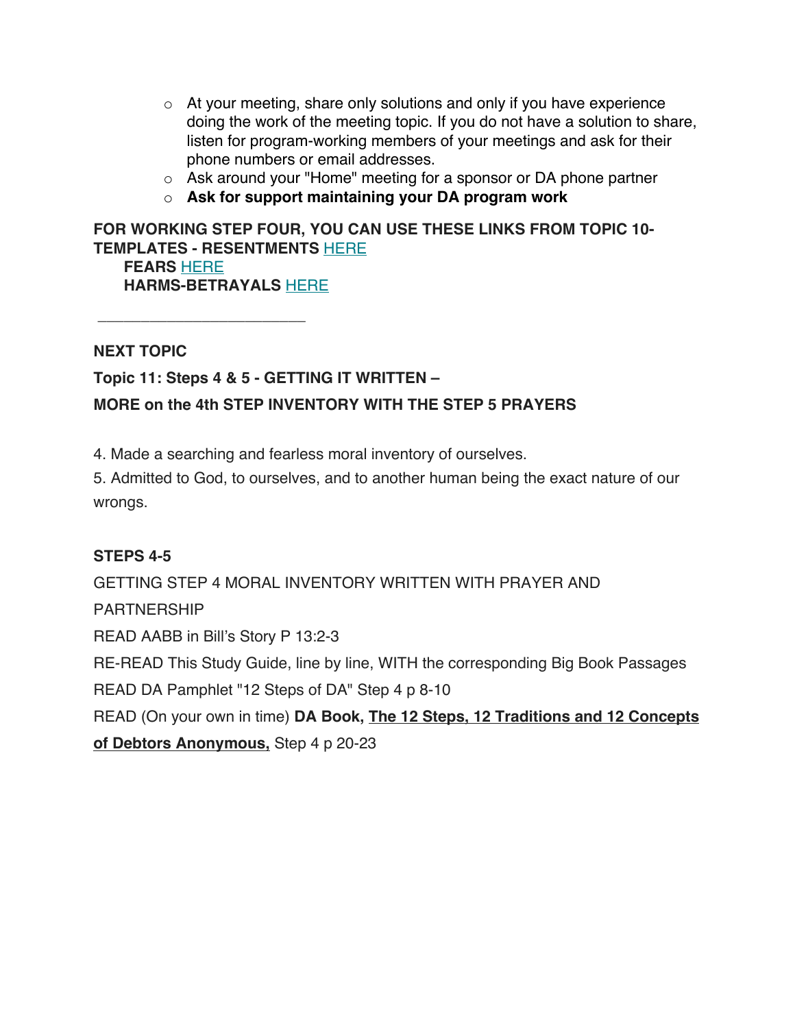- At your meeting, share only solutions and only if you have experience doing the work of the meeting topic. If you do not have a solution to share, listen for program-working members of your meetings and ask for their phone numbers or email addresses.
- Ask around your "Home" meeting for a sponsor or DA phone partner
- **Ask for support maintaining your DA program work**

**FOR WORKING STEP FOUR, YOU CAN USE THESE LINKS FROM TOPIC 10- TEMPLATES - RESENTMENTS** HERE
**FEARS** HERE
**HARMS-BETRAYALS** HERE

---

**NEXT TOPIC**

**Topic 11: Steps 4 & 5 - GETTING IT WRITTEN –**

**MORE on the 4th STEP INVENTORY WITH THE STEP 5 PRAYERS**

4. Made a searching and fearless moral inventory of ourselves.
5. Admitted to God, to ourselves, and to another human being the exact nature of our wrongs.

**STEPS 4-5**

GETTING STEP 4 MORAL INVENTORY WRITTEN WITH PRAYER AND PARTNERSHIP

READ AABB in Bill's Story P 13:2-3

RE-READ This Study Guide, line by line, WITH the corresponding Big Book Passages

READ DA Pamphlet "12 Steps of DA" Step 4 p 8-10

READ (On your own in time) **DA Book, The 12 Steps, 12 Traditions and 12 Concepts of Debtors Anonymous,** Step 4 p 20-23